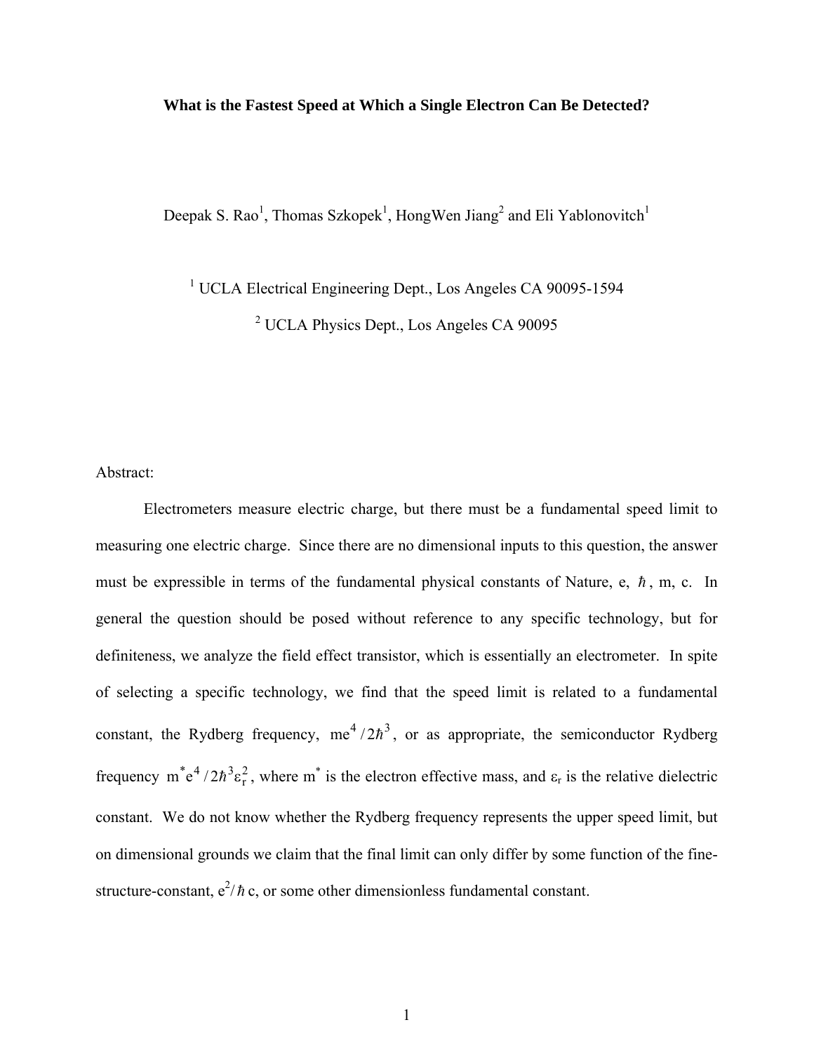# What is the Fastest Speed at Which a Single Electron Can Be Detected?

Deepak S. Rao[1], Thomas Szkopek[1], HongWen Jiang[2] and Eli Yablonovitch[1]

[1] UCLA Electrical Engineering Dept., Los Angeles CA 90095-1594

[2] UCLA Physics Dept., Los Angeles CA 90095

Abstract:

Electrometers measure electric charge, but there must be a fundamental speed limit to measuring one electric charge. Since there are no dimensional inputs to this question, the answer must be expressible in terms of the fundamental physical constants of Nature, e, $\hbar$, m, c. In general the question should be posed without reference to any specific technology, but for definiteness, we analyze the field effect transistor, which is essentially an electrometer. In spite of selecting a specific technology, we find that the speed limit is related to a fundamental constant, the Rydberg frequency, $me^4/2\hbar^3$, or as appropriate, the semiconductor Rydberg frequency $m^*e^4/2\hbar^3\varepsilon_r^2$, where $m^*$ is the electron effective mass, and $\varepsilon_r$ is the relative dielectric constant. We do not know whether the Rydberg frequency represents the upper speed limit, but on dimensional grounds we claim that the final limit can only differ by some function of the fine-structure-constant, $e^2/\hbar c$, or some other dimensionless fundamental constant.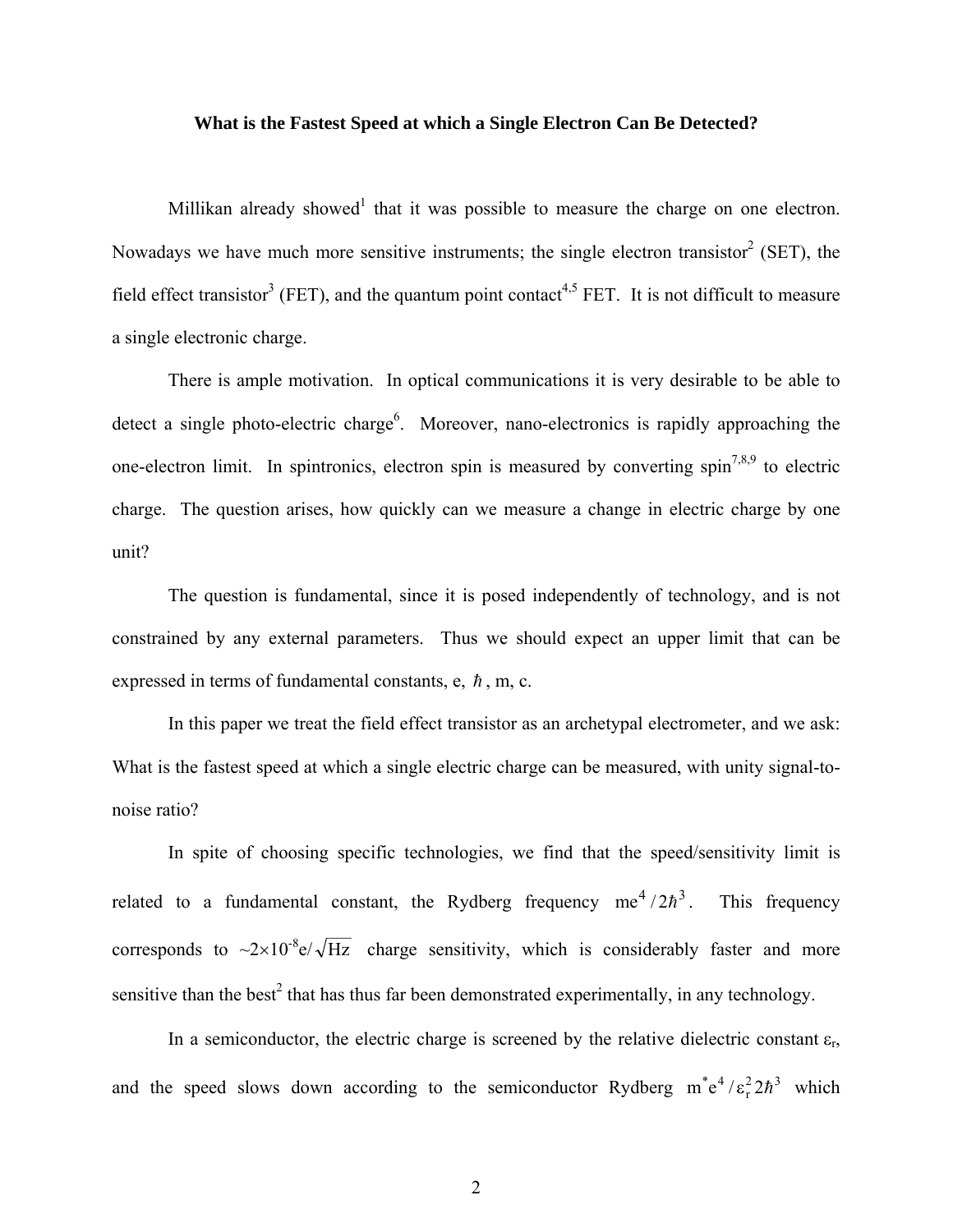**What is the Fastest Speed at which a Single Electron Can Be Detected?**

Millikan already showed[1] that it was possible to measure the charge on one electron. Nowadays we have much more sensitive instruments; the single electron transistor[2] (SET), the field effect transistor[3] (FET), and the quantum point contact[4,5] FET. It is not difficult to measure a single electronic charge.

There is ample motivation. In optical communications it is very desirable to be able to detect a single photo-electric charge[6]. Moreover, nano-electronics is rapidly approaching the one-electron limit. In spintronics, electron spin is measured by converting spin[7,8,9] to electric charge. The question arises, how quickly can we measure a change in electric charge by one unit?

The question is fundamental, since it is posed independently of technology, and is not constrained by any external parameters. Thus we should expect an upper limit that can be expressed in terms of fundamental constants, e, $\hbar$, m, c.

In this paper we treat the field effect transistor as an archetypal electrometer, and we ask: What is the fastest speed at which a single electric charge can be measured, with unity signal-to-noise ratio?

In spite of choosing specific technologies, we find that the speed/sensitivity limit is related to a fundamental constant, the Rydberg frequency $me^4/2\hbar^3$. This frequency corresponds to $\sim 2\times10^{-8}\text{e}/\sqrt{\text{Hz}}$ charge sensitivity, which is considerably faster and more sensitive than the best[2] that has thus far been demonstrated experimentally, in any technology.

In a semiconductor, the electric charge is screened by the relative dielectric constant $\varepsilon_r$, and the speed slows down according to the semiconductor Rydberg $m^* e^4/\varepsilon_r^2 2\hbar^3$ which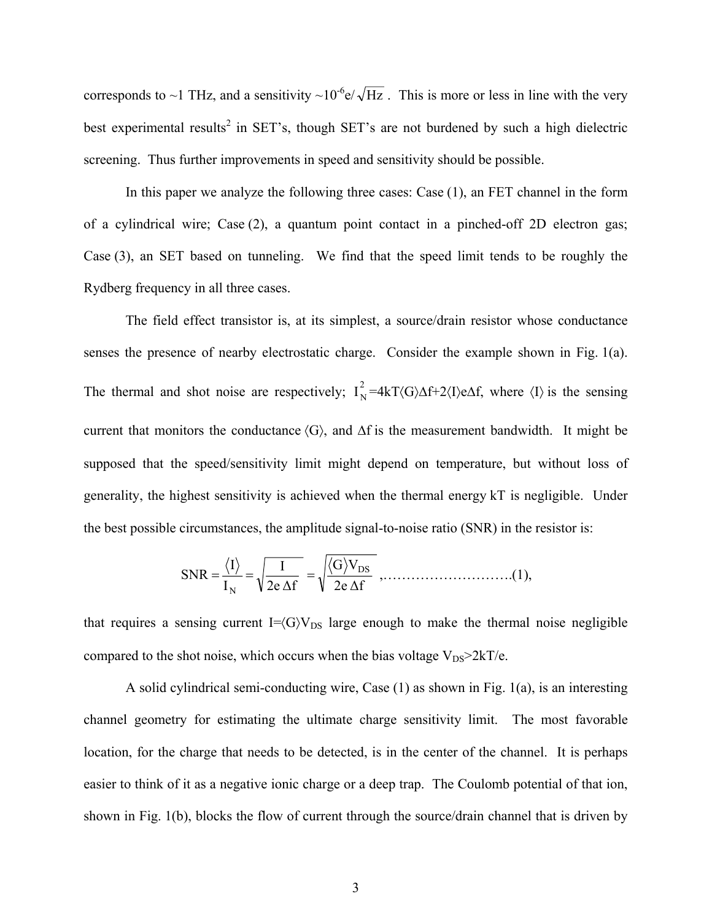corresponds to ~1 THz, and a sensitivity ~$10^{-6}$e/$\sqrt{\text{Hz}}$. This is more or less in line with the very best experimental results[2] in SET's, though SET's are not burdened by such a high dielectric screening. Thus further improvements in speed and sensitivity should be possible.

In this paper we analyze the following three cases: Case (1), an FET channel in the form of a cylindrical wire; Case (2), a quantum point contact in a pinched-off 2D electron gas; Case (3), an SET based on tunneling. We find that the speed limit tends to be roughly the Rydberg frequency in all three cases.

The field effect transistor is, at its simplest, a source/drain resistor whose conductance senses the presence of nearby electrostatic charge. Consider the example shown in Fig. 1(a). The thermal and shot noise are respectively; $I_N^2 = 4kT\langle G\rangle\Delta f + 2\langle I\rangle e\Delta f$, where $\langle I\rangle$ is the sensing current that monitors the conductance $\langle G\rangle$, and $\Delta f$ is the measurement bandwidth. It might be supposed that the speed/sensitivity limit might depend on temperature, but without loss of generality, the highest sensitivity is achieved when the thermal energy kT is negligible. Under the best possible circumstances, the amplitude signal-to-noise ratio (SNR) in the resistor is:

$$\text{SNR} = \frac{\langle I\rangle}{I_N} = \sqrt{\frac{I}{2e\,\Delta f}} = \sqrt{\frac{\langle G\rangle V_{DS}}{2e\,\Delta f}} \quad \text{,……………………….(1),}$$

that requires a sensing current $I=\langle G\rangle V_{DS}$ large enough to make the thermal noise negligible compared to the shot noise, which occurs when the bias voltage $V_{DS}>2kT/e$.

A solid cylindrical semi-conducting wire, Case (1) as shown in Fig. 1(a), is an interesting channel geometry for estimating the ultimate charge sensitivity limit. The most favorable location, for the charge that needs to be detected, is in the center of the channel. It is perhaps easier to think of it as a negative ionic charge or a deep trap. The Coulomb potential of that ion, shown in Fig. 1(b), blocks the flow of current through the source/drain channel that is driven by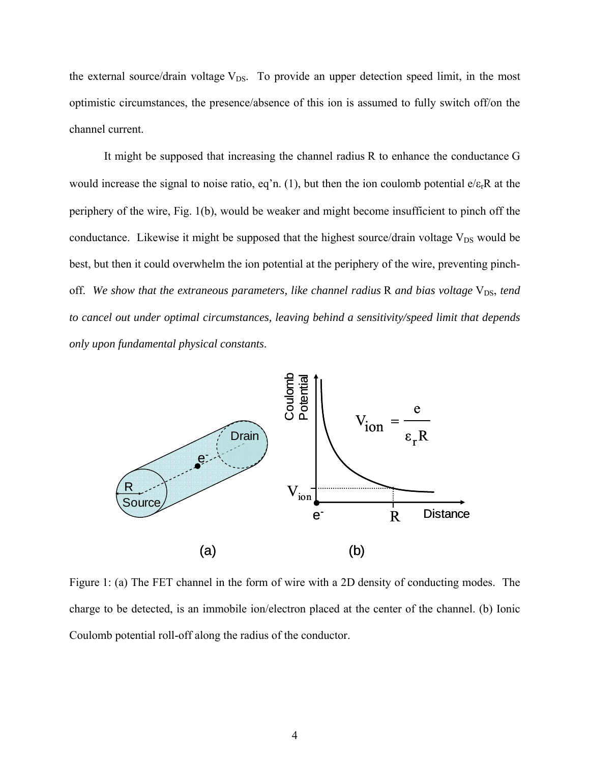the external source/drain voltage $V_{DS}$. To provide an upper detection speed limit, in the most optimistic circumstances, the presence/absence of this ion is assumed to fully switch off/on the channel current.

It might be supposed that increasing the channel radius R to enhance the conductance G would increase the signal to noise ratio, eq'n. (1), but then the ion coulomb potential $e/\varepsilon_r R$ at the periphery of the wire, Fig. 1(b), would be weaker and might become insufficient to pinch off the conductance. Likewise it might be supposed that the highest source/drain voltage $V_{DS}$ would be best, but then it could overwhelm the ion potential at the periphery of the wire, preventing pinch-off. *We show that the extraneous parameters, like channel radius* R *and bias voltage* $V_{DS}$, *tend to cancel out under optimal circumstances, leaving behind a sensitivity/speed limit that depends only upon fundamental physical constants.*

Figure 1: (a) The FET channel in the form of wire with a 2D density of conducting modes. The charge to be detected, is an immobile ion/electron placed at the center of the channel. (b) Ionic Coulomb potential roll-off along the radius of the conductor.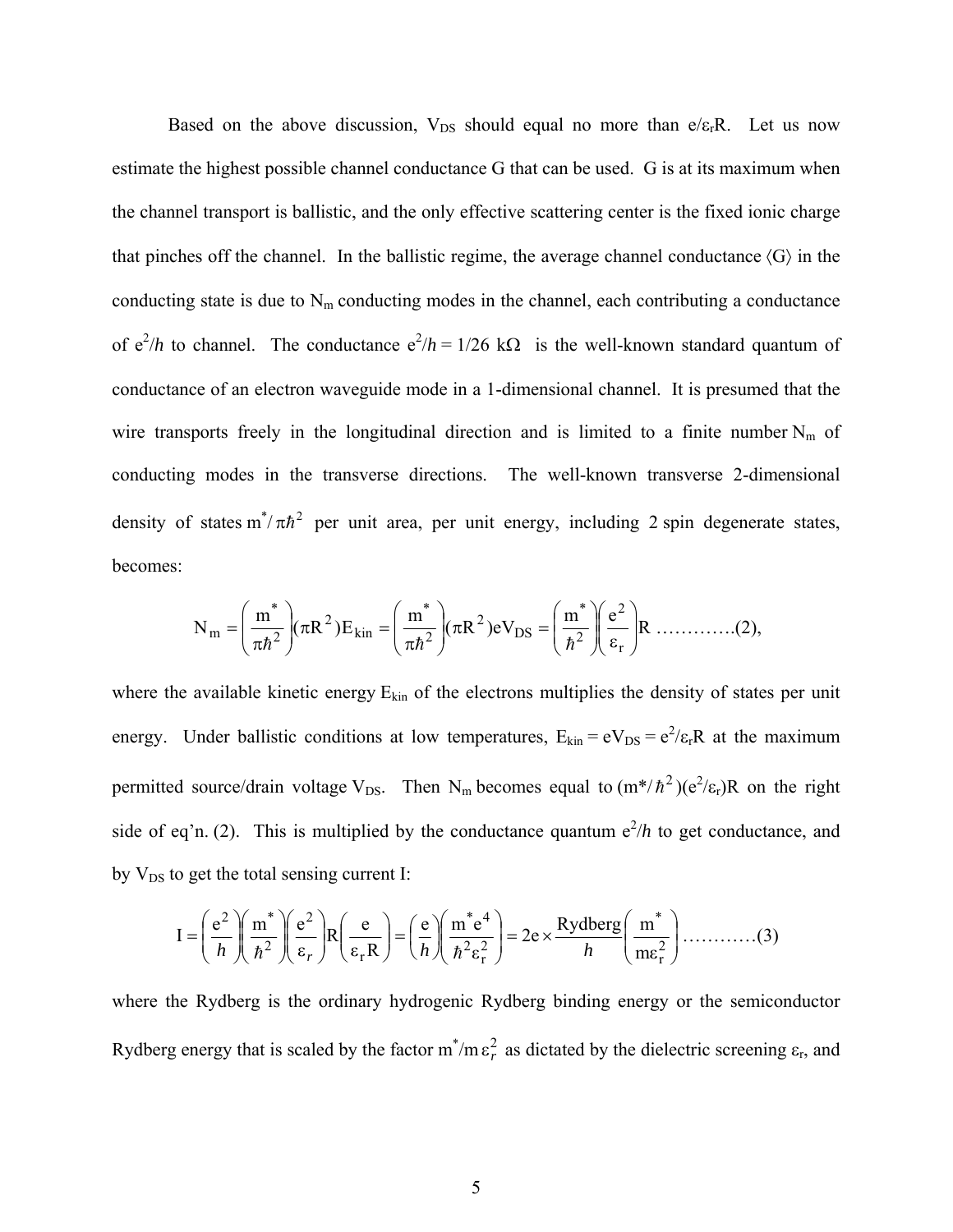Based on the above discussion, $V_{DS}$ should equal no more than $e/\varepsilon_r R$. Let us now estimate the highest possible channel conductance G that can be used. G is at its maximum when the channel transport is ballistic, and the only effective scattering center is the fixed ionic charge that pinches off the channel. In the ballistic regime, the average channel conductance $\langle G \rangle$ in the conducting state is due to $N_m$ conducting modes in the channel, each contributing a conductance of $e^2/h$ to channel. The conductance $e^2/h = 1/26\ \text{k}\Omega$ is the well-known standard quantum of conductance of an electron waveguide mode in a 1-dimensional channel. It is presumed that the wire transports freely in the longitudinal direction and is limited to a finite number $N_m$ of conducting modes in the transverse directions. The well-known transverse 2-dimensional density of states $m^*/\pi\hbar^2$ per unit area, per unit energy, including 2 spin degenerate states, becomes:

$$N_m = \left(\frac{m^*}{\pi\hbar^2}\right)(\pi R^2)E_{kin} = \left(\frac{m^*}{\pi\hbar^2}\right)(\pi R^2)eV_{DS} = \left(\frac{m^*}{\hbar^2}\right)\left(\frac{e^2}{\varepsilon_r}\right)R \quad \text{………….(2),}$$

where the available kinetic energy $E_{kin}$ of the electrons multiplies the density of states per unit energy. Under ballistic conditions at low temperatures, $E_{kin} = eV_{DS} = e^2/\varepsilon_r R$ at the maximum permitted source/drain voltage $V_{DS}$. Then $N_m$ becomes equal to $(m^*/\hbar^2)(e^2/\varepsilon_r)R$ on the right side of eq'n. (2). This is multiplied by the conductance quantum $e^2/h$ to get conductance, and by $V_{DS}$ to get the total sensing current I:

$$I = \left(\frac{e^2}{h}\right)\left(\frac{m^*}{\hbar^2}\right)\left(\frac{e^2}{\varepsilon_r}\right)R\left(\frac{e}{\varepsilon_r R}\right) = \left(\frac{e}{h}\right)\left(\frac{m^* e^4}{\hbar^2\varepsilon_r^2}\right) = 2e \times \frac{\text{Rydberg}}{h}\left(\frac{m^*}{m\varepsilon_r^2}\right) \quad \text{…………(3)}$$

where the Rydberg is the ordinary hydrogenic Rydberg binding energy or the semiconductor Rydberg energy that is scaled by the factor $m^*/m\varepsilon_r^2$ as dictated by the dielectric screening $\varepsilon_r$, and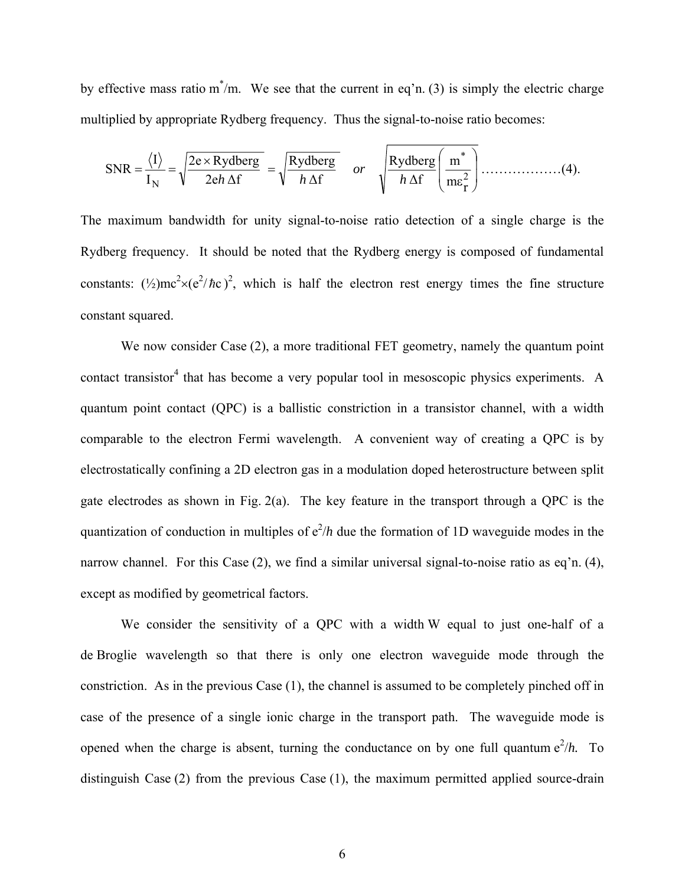by effective mass ratio $m^*/m$. We see that the current in eq'n. (3) is simply the electric charge multiplied by appropriate Rydberg frequency. Thus the signal-to-noise ratio becomes:

$$\mathrm{SNR} = \frac{\langle I \rangle}{I_N} = \sqrt{\frac{2e \times \mathrm{Rydberg}}{2eh\,\Delta f}} = \sqrt{\frac{\mathrm{Rydberg}}{h\,\Delta f}} \quad \mathit{or} \quad \sqrt{\frac{\mathrm{Rydberg}}{h\,\Delta f}\left(\frac{m^*}{m\varepsilon_r^2}\right)} \;\ldots\ldots\ldots\ldots\ldots\ldots(4).$$

The maximum bandwidth for unity signal-to-noise ratio detection of a single charge is the Rydberg frequency. It should be noted that the Rydberg energy is composed of fundamental constants: $(\frac{1}{2})mc^2 \times (e^2/\hbar c)^2$, which is half the electron rest energy times the fine structure constant squared.

We now consider Case (2), a more traditional FET geometry, namely the quantum point contact transistor[4] that has become a very popular tool in mesoscopic physics experiments. A quantum point contact (QPC) is a ballistic constriction in a transistor channel, with a width comparable to the electron Fermi wavelength. A convenient way of creating a QPC is by electrostatically confining a 2D electron gas in a modulation doped heterostructure between split gate electrodes as shown in Fig. 2(a). The key feature in the transport through a QPC is the quantization of conduction in multiples of $e^2/h$ due the formation of 1D waveguide modes in the narrow channel. For this Case (2), we find a similar universal signal-to-noise ratio as eq'n. (4), except as modified by geometrical factors.

We consider the sensitivity of a QPC with a width W equal to just one-half of a de Broglie wavelength so that there is only one electron waveguide mode through the constriction. As in the previous Case (1), the channel is assumed to be completely pinched off in case of the presence of a single ionic charge in the transport path. The waveguide mode is opened when the charge is absent, turning the conductance on by one full quantum $e^2/h$. To distinguish Case (2) from the previous Case (1), the maximum permitted applied source-drain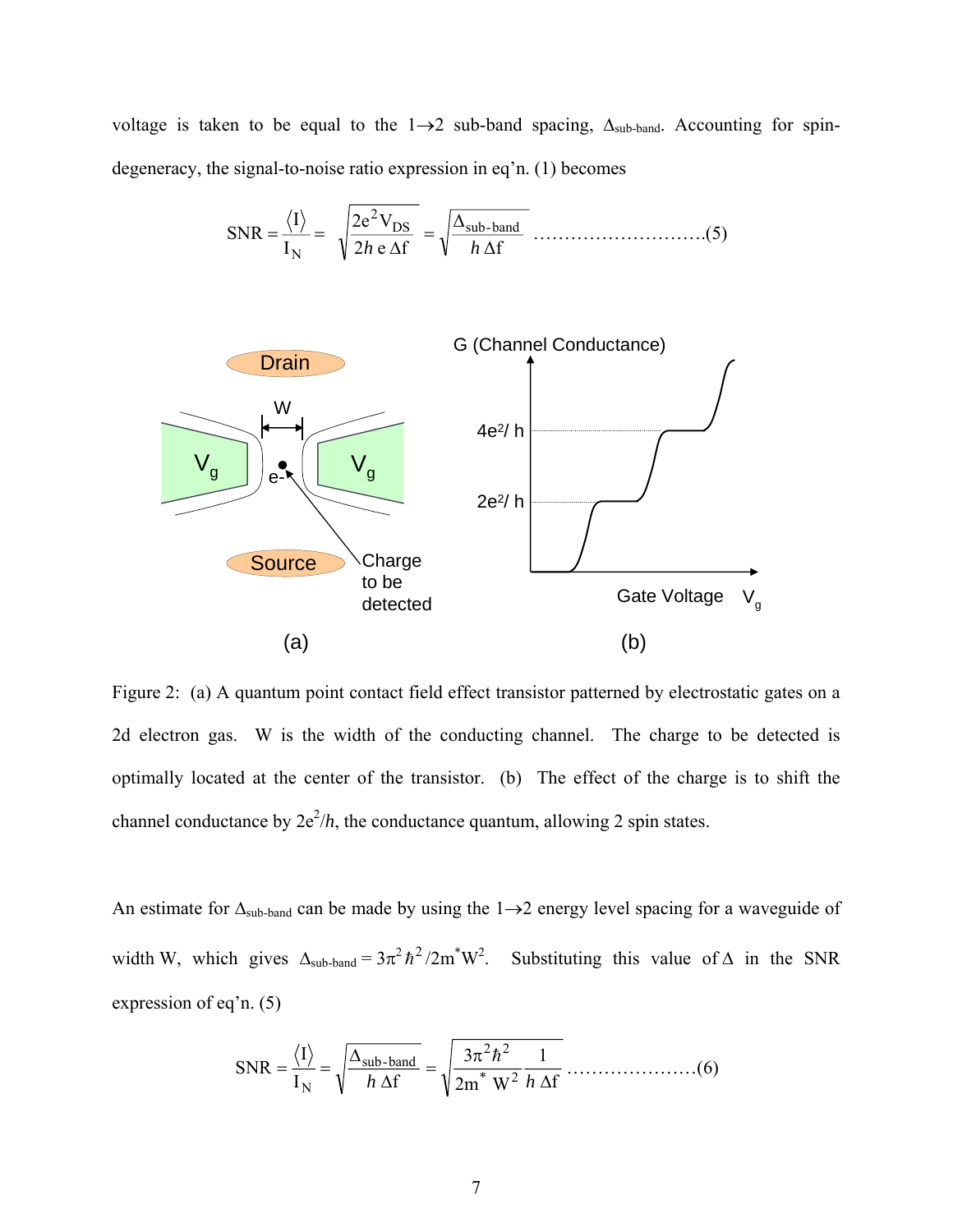voltage is taken to be equal to the 1→2 sub-band spacing, $\Delta_{\text{sub-band}}$. Accounting for spin-degeneracy, the signal-to-noise ratio expression in eq'n. (1) becomes

$$\text{SNR} = \frac{\langle I \rangle}{I_N} = \sqrt{\frac{2e^2 V_{DS}}{2h\, e\, \Delta f}} = \sqrt{\frac{\Delta_{\text{sub-band}}}{h\, \Delta f}} \quad \text{.........................(5)}$$

Figure 2: (a) A quantum point contact field effect transistor patterned by electrostatic gates on a 2d electron gas. W is the width of the conducting channel. The charge to be detected is optimally located at the center of the transistor. (b) The effect of the charge is to shift the channel conductance by $2e^2/h$, the conductance quantum, allowing 2 spin states.

An estimate for $\Delta_{\text{sub-band}}$ can be made by using the 1→2 energy level spacing for a waveguide of width W, which gives $\Delta_{\text{sub-band}} = 3\pi^2\hbar^2/2m^*W^2$. Substituting this value of $\Delta$ in the SNR expression of eq'n. (5)

$$\text{SNR} = \frac{\langle I \rangle}{I_N} = \sqrt{\frac{\Delta_{\text{sub-band}}}{h\, \Delta f}} = \sqrt{\frac{3\pi^2\hbar^2}{2m^*\, W^2}\frac{1}{h\, \Delta f}} \quad \text{.....................(6)}$$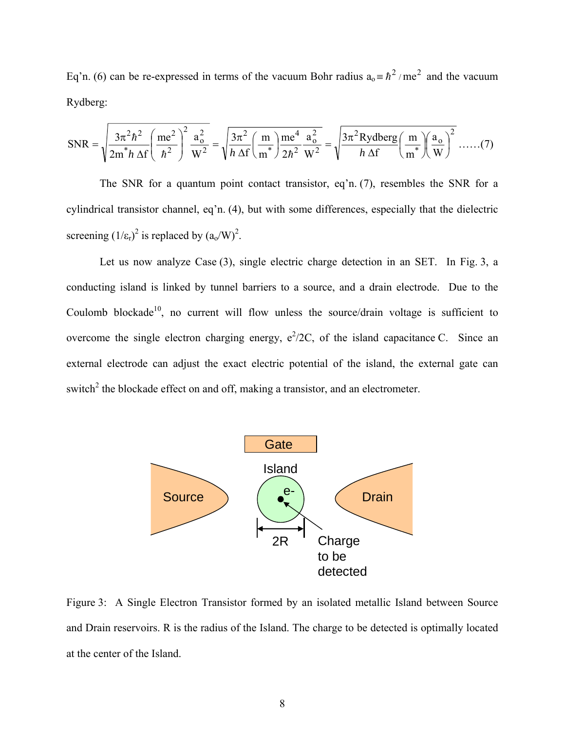Eq'n. (6) can be re-expressed in terms of the vacuum Bohr radius $a_o \equiv \hbar^2 / me^2$ and the vacuum Rydberg:

$$\mathrm{SNR} = \sqrt{\frac{3\pi^2\hbar^2}{2m^* h\,\Delta f}\left(\frac{me^2}{\hbar^2}\right)^2 \frac{a_o^2}{W^2}} = \sqrt{\frac{3\pi^2}{h\,\Delta f}\left(\frac{m}{m^*}\right)\frac{me^4}{2\hbar^2}\,\frac{a_o^2}{W^2}} = \sqrt{\frac{3\pi^2 \mathrm{Rydberg}}{h\,\Delta f}\left(\frac{m}{m^*}\right)\left(\frac{a_o}{W}\right)^2} \quad \ldots\ldots(7)$$

The SNR for a quantum point contact transistor, eq'n. (7), resembles the SNR for a cylindrical transistor channel, eq'n. (4), but with some differences, especially that the dielectric screening $(1/\varepsilon_r)^2$ is replaced by $(a_o/W)^2$.

Let us now analyze Case (3), single electric charge detection in an SET. In Fig. 3, a conducting island is linked by tunnel barriers to a source, and a drain electrode. Due to the Coulomb blockade[10], no current will flow unless the source/drain voltage is sufficient to overcome the single electron charging energy, $e^2/2C$, of the island capacitance C. Since an external electrode can adjust the exact electric potential of the island, the external gate can switch[2] the blockade effect on and off, making a transistor, and an electrometer.

Figure 3: A Single Electron Transistor formed by an isolated metallic Island between Source and Drain reservoirs. R is the radius of the Island. The charge to be detected is optimally located at the center of the Island.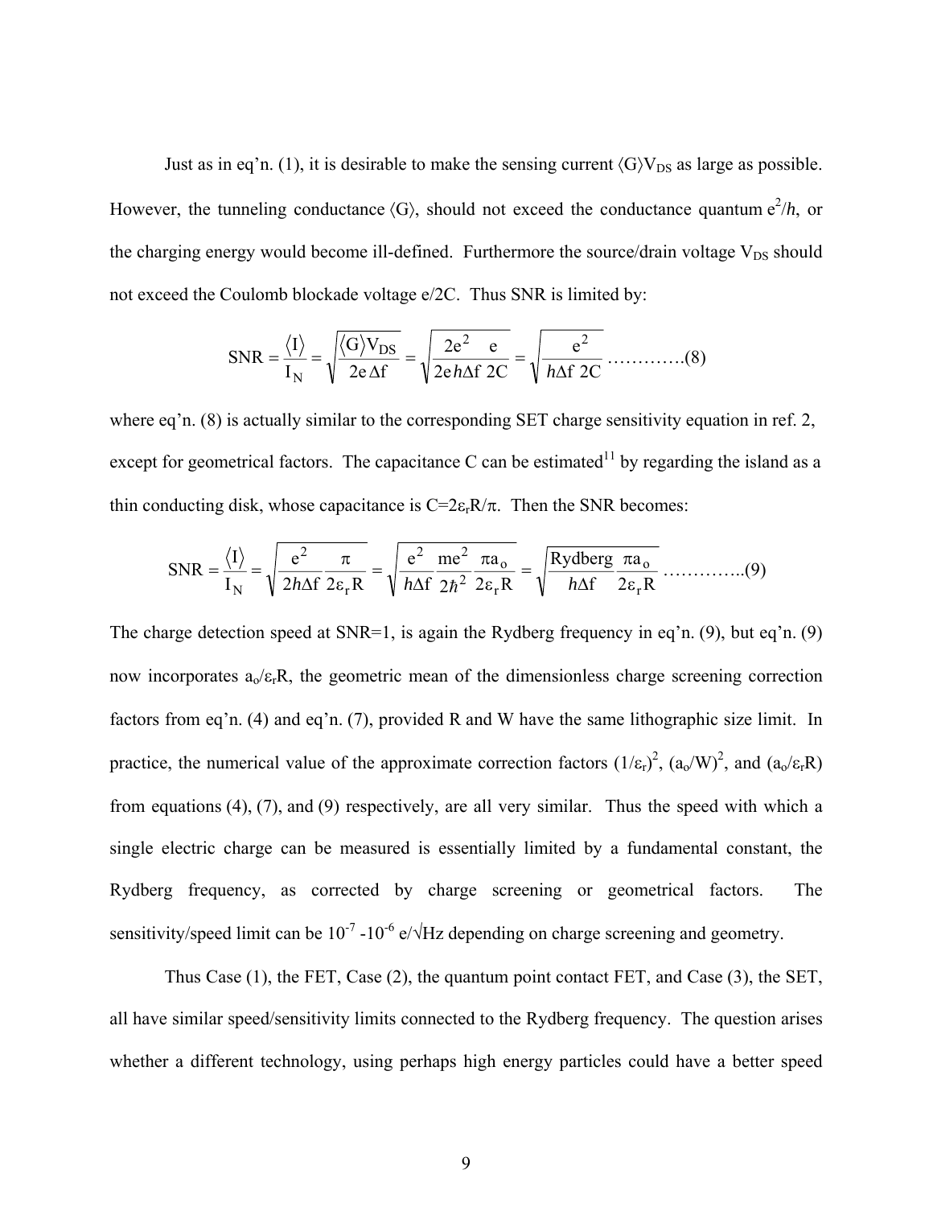Just as in eq'n. (1), it is desirable to make the sensing current $\langle G \rangle V_{DS}$ as large as possible. However, the tunneling conductance $\langle G \rangle$, should not exceed the conductance quantum $e^2/h$, or the charging energy would become ill-defined. Furthermore the source/drain voltage $V_{DS}$ should not exceed the Coulomb blockade voltage e/2C. Thus SNR is limited by:

$$\text{SNR} = \frac{\langle I \rangle}{I_N} = \sqrt{\frac{\langle G \rangle V_{DS}}{2e\,\Delta f}} = \sqrt{\frac{2e^2}{2e\,h\Delta f}\frac{e}{2C}} = \sqrt{\frac{e^2}{h\Delta f\; 2C}} \quad \text{………….(8)}$$

where eq'n. (8) is actually similar to the corresponding SET charge sensitivity equation in ref. 2, except for geometrical factors. The capacitance C can be estimated[11] by regarding the island as a thin conducting disk, whose capacitance is $C=2\varepsilon_r R/\pi$. Then the SNR becomes:

$$\text{SNR} = \frac{\langle I \rangle}{I_N} = \sqrt{\frac{e^2}{2h\Delta f}\frac{\pi}{2\varepsilon_r R}} = \sqrt{\frac{e^2}{h\Delta f}\frac{me^2}{2\hbar^2}\frac{\pi a_o}{2\varepsilon_r R}} = \sqrt{\frac{\text{Rydberg}}{h\Delta f}\frac{\pi a_o}{2\varepsilon_r R}} \quad \text{…………..(9)}$$

The charge detection speed at SNR=1, is again the Rydberg frequency in eq'n. (9), but eq'n. (9) now incorporates $a_o/\varepsilon_r R$, the geometric mean of the dimensionless charge screening correction factors from eq'n. (4) and eq'n. (7), provided R and W have the same lithographic size limit. In practice, the numerical value of the approximate correction factors $(1/\varepsilon_r)^2$, $(a_o/W)^2$, and $(a_o/\varepsilon_r R)$ from equations (4), (7), and (9) respectively, are all very similar. Thus the speed with which a single electric charge can be measured is essentially limited by a fundamental constant, the Rydberg frequency, as corrected by charge screening or geometrical factors. The sensitivity/speed limit can be $10^{-7}$ -$10^{-6}$ e/√Hz depending on charge screening and geometry.

Thus Case (1), the FET, Case (2), the quantum point contact FET, and Case (3), the SET, all have similar speed/sensitivity limits connected to the Rydberg frequency. The question arises whether a different technology, using perhaps high energy particles could have a better speed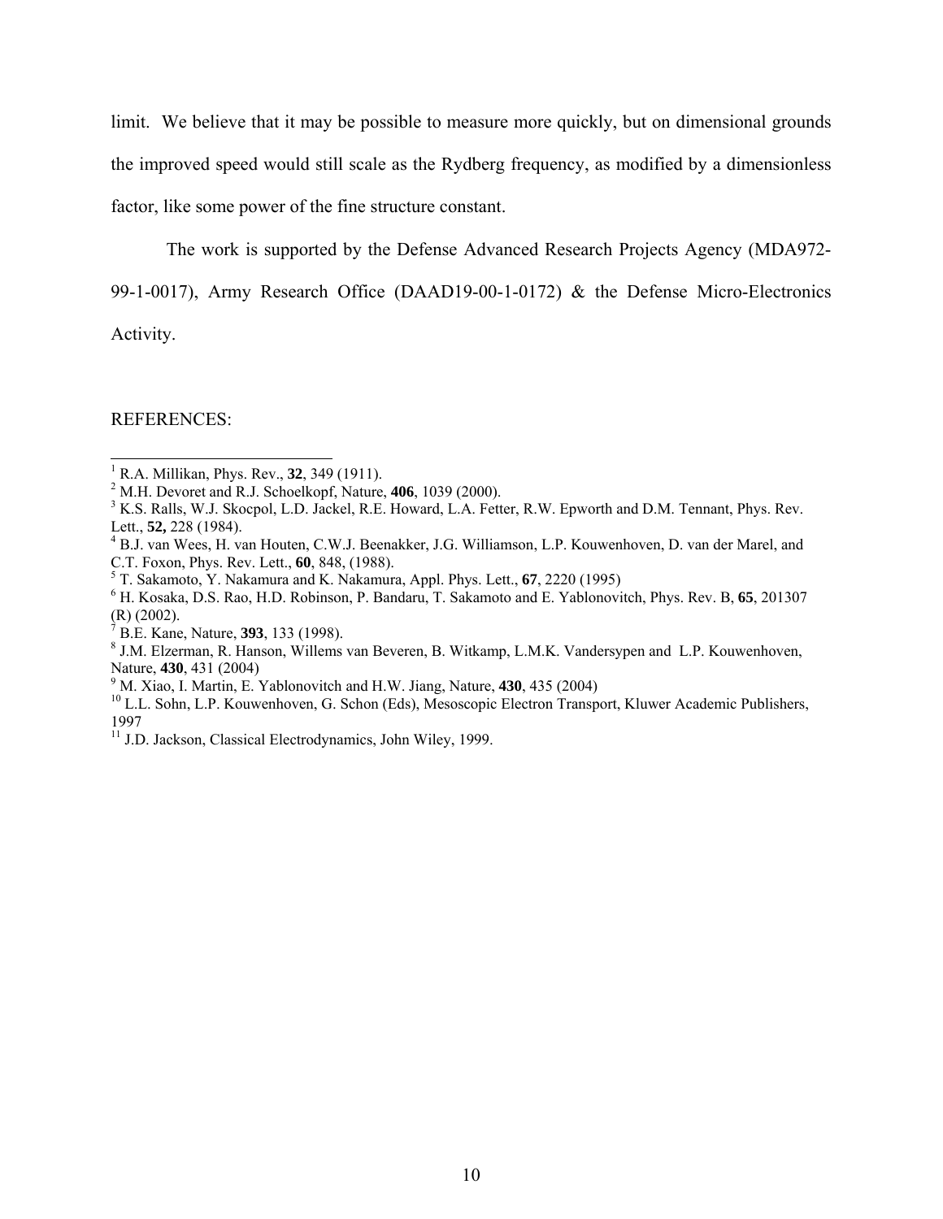limit. We believe that it may be possible to measure more quickly, but on dimensional grounds the improved speed would still scale as the Rydberg frequency, as modified by a dimensionless factor, like some power of the fine structure constant.

The work is supported by the Defense Advanced Research Projects Agency (MDA972-99-1-0017), Army Research Office (DAAD19-00-1-0172) & the Defense Micro-Electronics Activity.

REFERENCES:

[1] R.A. Millikan, Phys. Rev., **32**, 349 (1911).

[2] M.H. Devoret and R.J. Schoelkopf, Nature, **406**, 1039 (2000).

[3] K.S. Ralls, W.J. Skocpol, L.D. Jackel, R.E. Howard, L.A. Fetter, R.W. Epworth and D.M. Tennant, Phys. Rev. Lett., **52,** 228 (1984).

[4] B.J. van Wees, H. van Houten, C.W.J. Beenakker, J.G. Williamson, L.P. Kouwenhoven, D. van der Marel, and C.T. Foxon, Phys. Rev. Lett., **60**, 848, (1988).

[5] T. Sakamoto, Y. Nakamura and K. Nakamura, Appl. Phys. Lett., **67**, 2220 (1995)

[6] H. Kosaka, D.S. Rao, H.D. Robinson, P. Bandaru, T. Sakamoto and E. Yablonovitch, Phys. Rev. B, **65**, 201307 (R) (2002).

[7] B.E. Kane, Nature, **393**, 133 (1998).

[8] J.M. Elzerman, R. Hanson, Willems van Beveren, B. Witkamp, L.M.K. Vandersypen and L.P. Kouwenhoven, Nature, **430**, 431 (2004)

[9] M. Xiao, I. Martin, E. Yablonovitch and H.W. Jiang, Nature, **430**, 435 (2004)

[10] L.L. Sohn, L.P. Kouwenhoven, G. Schon (Eds), Mesoscopic Electron Transport, Kluwer Academic Publishers, 1997

[11] J.D. Jackson, Classical Electrodynamics, John Wiley, 1999.